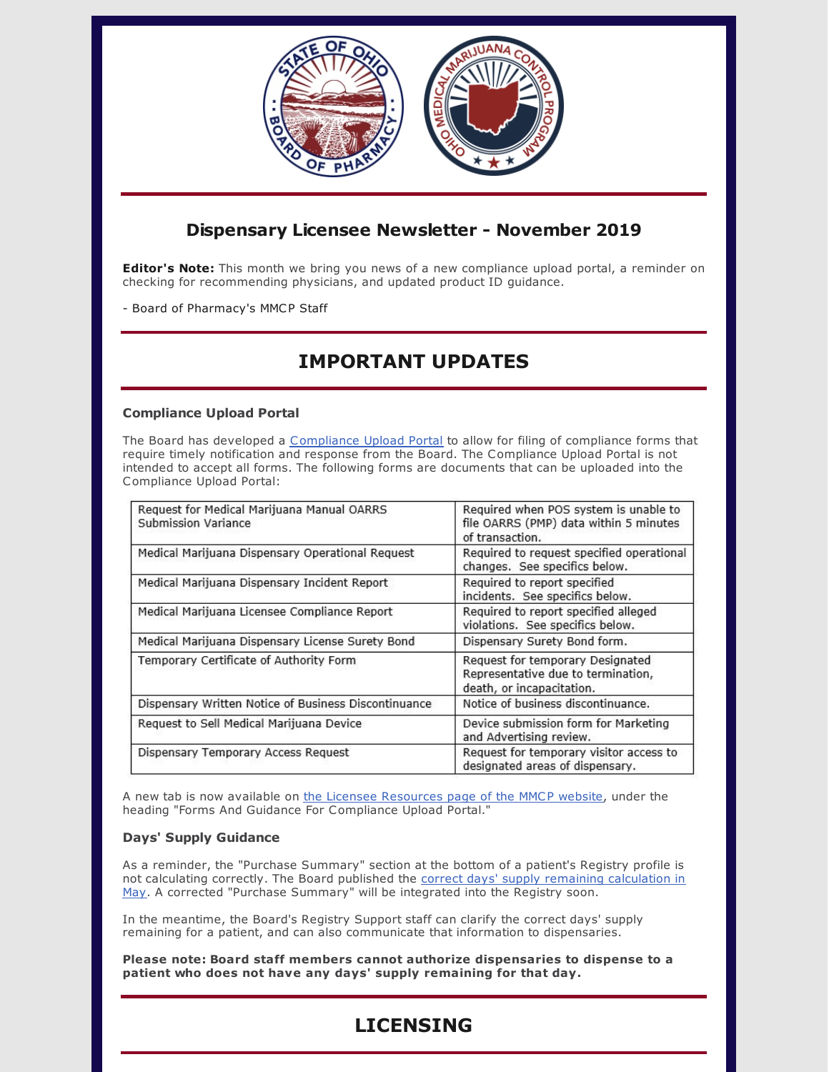## Dispensary Licensee Newsletter - November 2019

**Editor's Note:** This month we bring you news of a new compliance upload portal, a reminder on checking for recommending physicians, and updated product ID guidance.

- Board of Pharmacy's MMCP Staff

# IMPORTANT UPDATES

### Compliance Upload Portal

The Board has developed a Compliance Upload Portal to allow for filing of compliance forms that require timely notification and response from the Board. The Compliance Upload Portal is not intended to accept all forms. The following forms are documents that can be uploaded into the Compliance Upload Portal:

| Form | Description |
|---|---|
| Request for Medical Marijuana Manual OARRS Submission Variance | Required when POS system is unable to file OARRS (PMP) data within 5 minutes of transaction. |
| Medical Marijuana Dispensary Operational Request | Required to request specified operational changes. See specifics below. |
| Medical Marijuana Dispensary Incident Report | Required to report specified incidents. See specifics below. |
| Medical Marijuana Licensee Compliance Report | Required to report specified alleged violations. See specifics below. |
| Medical Marijuana Dispensary License Surety Bond | Dispensary Surety Bond form. |
| Temporary Certificate of Authority Form | Request for temporary Designated Representative due to termination, death, or incapacitation. |
| Dispensary Written Notice of Business Discontinuance | Notice of business discontinuance. |
| Request to Sell Medical Marijuana Device | Device submission form for Marketing and Advertising review. |
| Dispensary Temporary Access Request | Request for temporary visitor access to designated areas of dispensary. |

A new tab is now available on the Licensee Resources page of the MMCP website, under the heading "Forms And Guidance For Compliance Upload Portal."

### Days' Supply Guidance

As a reminder, the "Purchase Summary" section at the bottom of a patient's Registry profile is not calculating correctly. The Board published the correct days' supply remaining calculation in May. A corrected "Purchase Summary" will be integrated into the Registry soon.

In the meantime, the Board's Registry Support staff can clarify the correct days' supply remaining for a patient, and can also communicate that information to dispensaries.

**Please note: Board staff members cannot authorize dispensaries to dispense to a patient who does not have any days' supply remaining for that day.**

# LICENSING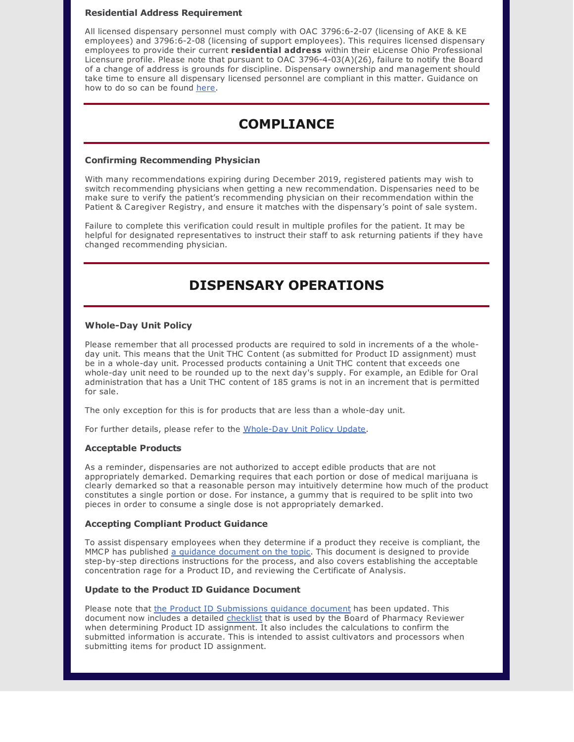### Residential Address Requirement

All licensed dispensary personnel must comply with OAC 3796:6-2-07 (licensing of AKE & KE employees) and 3796:6-2-08 (licensing of support employees). This requires licensed dispensary employees to provide their current **residential address** within their eLicense Ohio Professional Licensure profile. Please note that pursuant to OAC 3796-4-03(A)(26), failure to notify the Board of a change of address is grounds for discipline. Dispensary ownership and management should take time to ensure all dispensary licensed personnel are compliant in this matter. Guidance on how to do so can be found here.

## COMPLIANCE

### Confirming Recommending Physician

With many recommendations expiring during December 2019, registered patients may wish to switch recommending physicians when getting a new recommendation. Dispensaries need to be make sure to verify the patient's recommending physician on their recommendation within the Patient & Caregiver Registry, and ensure it matches with the dispensary's point of sale system.

Failure to complete this verification could result in multiple profiles for the patient. It may be helpful for designated representatives to instruct their staff to ask returning patients if they have changed recommending physician.

## DISPENSARY OPERATIONS

### Whole-Day Unit Policy

Please remember that all processed products are required to sold in increments of a the whole-day unit. This means that the Unit THC Content (as submitted for Product ID assignment) must be in a whole-day unit. Processed products containing a Unit THC content that exceeds one whole-day unit need to be rounded up to the next day's supply. For example, an Edible for Oral administration that has a Unit THC content of 185 grams is not in an increment that is permitted for sale.

The only exception for this is for products that are less than a whole-day unit.

For further details, please refer to the Whole-Day Unit Policy Update.

### Acceptable Products

As a reminder, dispensaries are not authorized to accept edible products that are not appropriately demarked. Demarking requires that each portion or dose of medical marijuana is clearly demarked so that a reasonable person may intuitively determine how much of the product constitutes a single portion or dose. For instance, a gummy that is required to be split into two pieces in order to consume a single dose is not appropriately demarked.

### Accepting Compliant Product Guidance

To assist dispensary employees when they determine if a product they receive is compliant, the MMCP has published a guidance document on the topic. This document is designed to provide step-by-step directions instructions for the process, and also covers establishing the acceptable concentration rage for a Product ID, and reviewing the Certificate of Analysis.

### Update to the Product ID Guidance Document

Please note that the Product ID Submissions guidance document has been updated. This document now includes a detailed checklist that is used by the Board of Pharmacy Reviewer when determining Product ID assignment. It also includes the calculations to confirm the submitted information is accurate. This is intended to assist cultivators and processors when submitting items for product ID assignment.